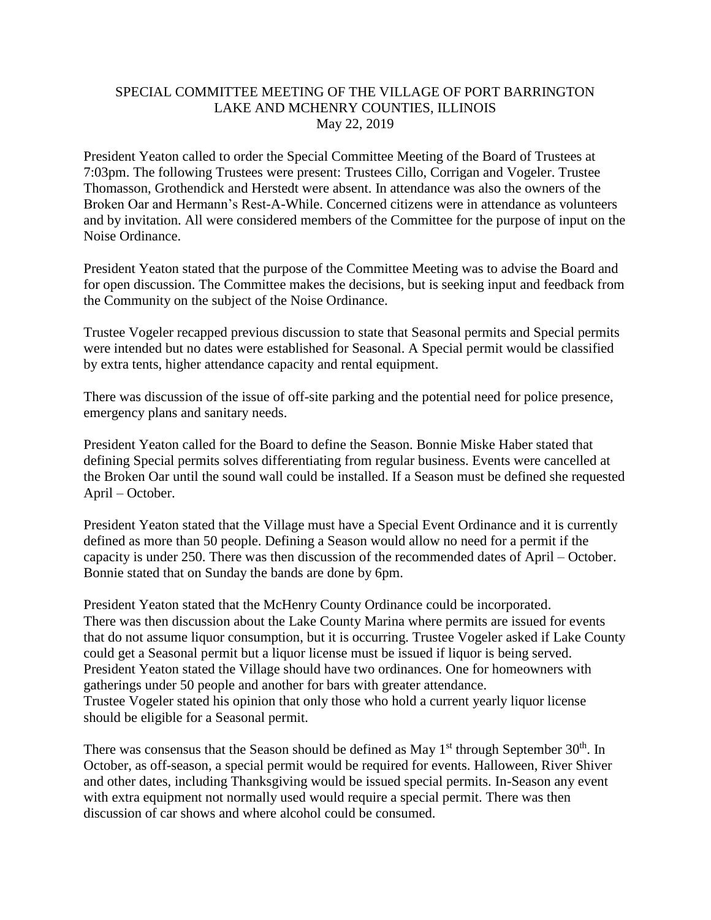# SPECIAL COMMITTEE MEETING OF THE VILLAGE OF PORT BARRINGTON
## LAKE AND MCHENRY COUNTIES, ILLINOIS
### May 22, 2019

President Yeaton called to order the Special Committee Meeting of the Board of Trustees at 7:03pm. The following Trustees were present: Trustees Cillo, Corrigan and Vogeler. Trustee Thomasson, Grothendick and Herstedt were absent. In attendance was also the owners of the Broken Oar and Hermann's Rest-A-While. Concerned citizens were in attendance as volunteers and by invitation. All were considered members of the Committee for the purpose of input on the Noise Ordinance.

President Yeaton stated that the purpose of the Committee Meeting was to advise the Board and for open discussion. The Committee makes the decisions, but is seeking input and feedback from the Community on the subject of the Noise Ordinance.

Trustee Vogeler recapped previous discussion to state that Seasonal permits and Special permits were intended but no dates were established for Seasonal. A Special permit would be classified by extra tents, higher attendance capacity and rental equipment.

There was discussion of the issue of off-site parking and the potential need for police presence, emergency plans and sanitary needs.

President Yeaton called for the Board to define the Season. Bonnie Miske Haber stated that defining Special permits solves differentiating from regular business. Events were cancelled at the Broken Oar until the sound wall could be installed. If a Season must be defined she requested April – October.

President Yeaton stated that the Village must have a Special Event Ordinance and it is currently defined as more than 50 people. Defining a Season would allow no need for a permit if the capacity is under 250. There was then discussion of the recommended dates of April – October. Bonnie stated that on Sunday the bands are done by 6pm.

President Yeaton stated that the McHenry County Ordinance could be incorporated.
There was then discussion about the Lake County Marina where permits are issued for events that do not assume liquor consumption, but it is occurring. Trustee Vogeler asked if Lake County could get a Seasonal permit but a liquor license must be issued if liquor is being served.
President Yeaton stated the Village should have two ordinances. One for homeowners with gatherings under 50 people and another for bars with greater attendance.
Trustee Vogeler stated his opinion that only those who hold a current yearly liquor license should be eligible for a Seasonal permit.

There was consensus that the Season should be defined as May 1st through September 30th. In October, as off-season, a special permit would be required for events. Halloween, River Shiver and other dates, including Thanksgiving would be issued special permits. In-Season any event with extra equipment not normally used would require a special permit. There was then discussion of car shows and where alcohol could be consumed.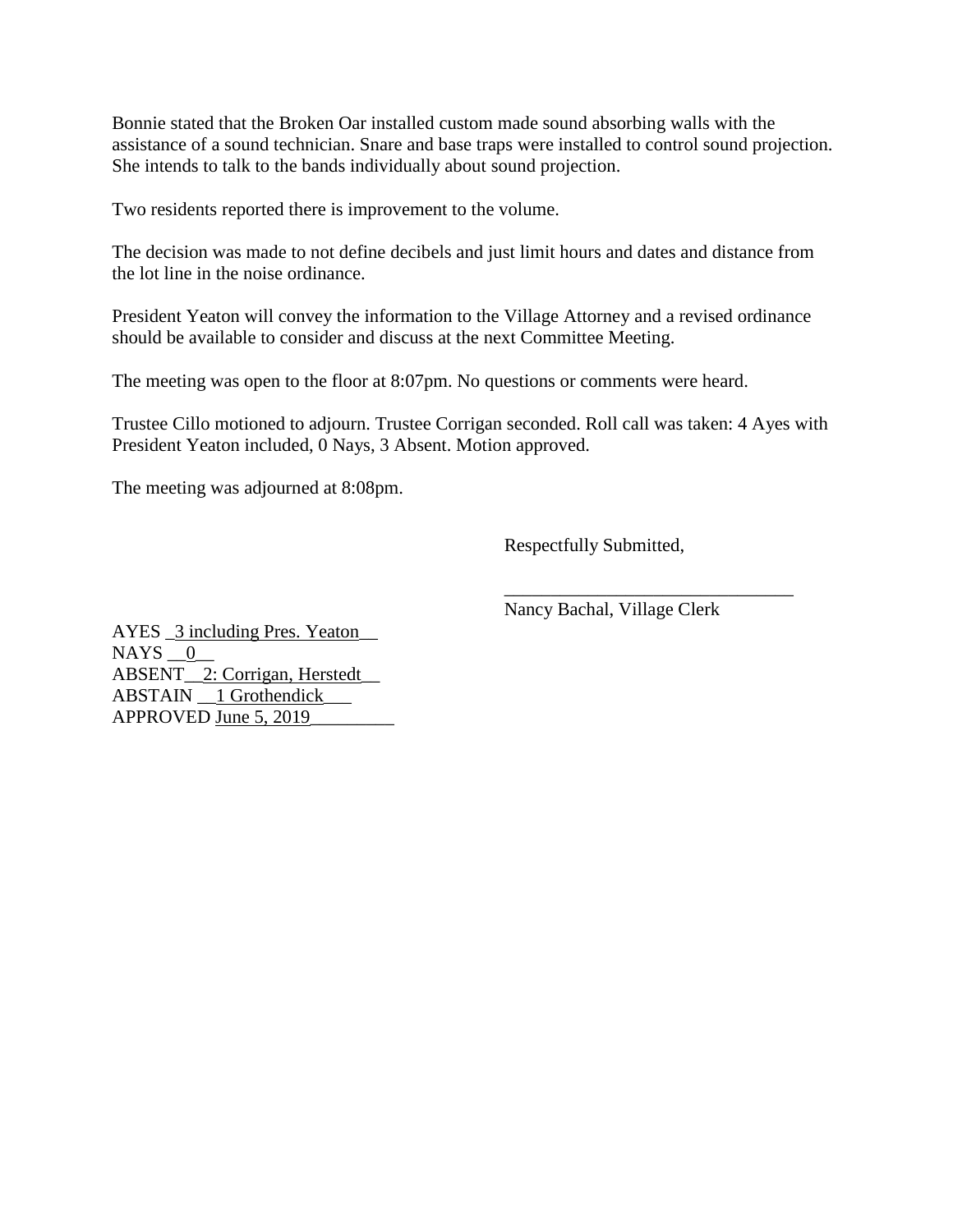Bonnie stated that the Broken Oar installed custom made sound absorbing walls with the assistance of a sound technician. Snare and base traps were installed to control sound projection. She intends to talk to the bands individually about sound projection.

Two residents reported there is improvement to the volume.

The decision was made to not define decibels and just limit hours and dates and distance from the lot line in the noise ordinance.

President Yeaton will convey the information to the Village Attorney and a revised ordinance should be available to consider and discuss at the next Committee Meeting.

The meeting was open to the floor at 8:07pm. No questions or comments were heard.

Trustee Cillo motioned to adjourn. Trustee Corrigan seconded. Roll call was taken: 4 Ayes with President Yeaton included, 0 Nays, 3 Absent. Motion approved.

The meeting was adjourned at 8:08pm.

Respectfully Submitted,

_______________________________
Nancy Bachal, Village Clerk

AYES _3 including Pres. Yeaton__
NAYS __0__
ABSENT__2: Corrigan, Herstedt__
ABSTAIN __1 Grothendick___
APPROVED June 5, 2019_________